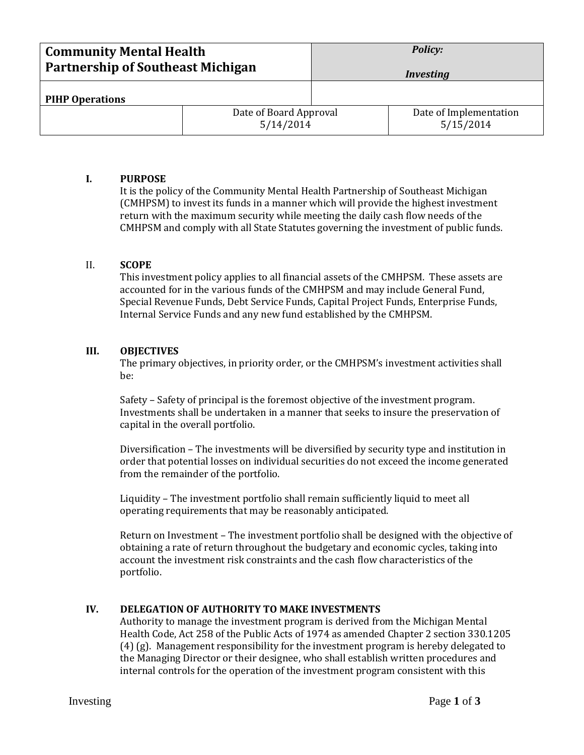| Community Mental Health Partnership of Southeast Michigan | | *Policy:* *Investing* |
|---|---|---|
| **PIHP Operations** | | |
| | Date of Board Approval 5/14/2014 | Date of Implementation 5/15/2014 |

## I. PURPOSE

It is the policy of the Community Mental Health Partnership of Southeast Michigan (CMHPSM) to invest its funds in a manner which will provide the highest investment return with the maximum security while meeting the daily cash flow needs of the CMHPSM and comply with all State Statutes governing the investment of public funds.

## II. SCOPE

This investment policy applies to all financial assets of the CMHPSM. These assets are accounted for in the various funds of the CMHPSM and may include General Fund, Special Revenue Funds, Debt Service Funds, Capital Project Funds, Enterprise Funds, Internal Service Funds and any new fund established by the CMHPSM.

## III. OBJECTIVES

The primary objectives, in priority order, or the CMHPSM's investment activities shall be:

Safety – Safety of principal is the foremost objective of the investment program. Investments shall be undertaken in a manner that seeks to insure the preservation of capital in the overall portfolio.

Diversification – The investments will be diversified by security type and institution in order that potential losses on individual securities do not exceed the income generated from the remainder of the portfolio.

Liquidity – The investment portfolio shall remain sufficiently liquid to meet all operating requirements that may be reasonably anticipated.

Return on Investment – The investment portfolio shall be designed with the objective of obtaining a rate of return throughout the budgetary and economic cycles, taking into account the investment risk constraints and the cash flow characteristics of the portfolio.

## IV. DELEGATION OF AUTHORITY TO MAKE INVESTMENTS

Authority to manage the investment program is derived from the Michigan Mental Health Code, Act 258 of the Public Acts of 1974 as amended Chapter 2 section 330.1205 (4) (g). Management responsibility for the investment program is hereby delegated to the Managing Director or their designee, who shall establish written procedures and internal controls for the operation of the investment program consistent with this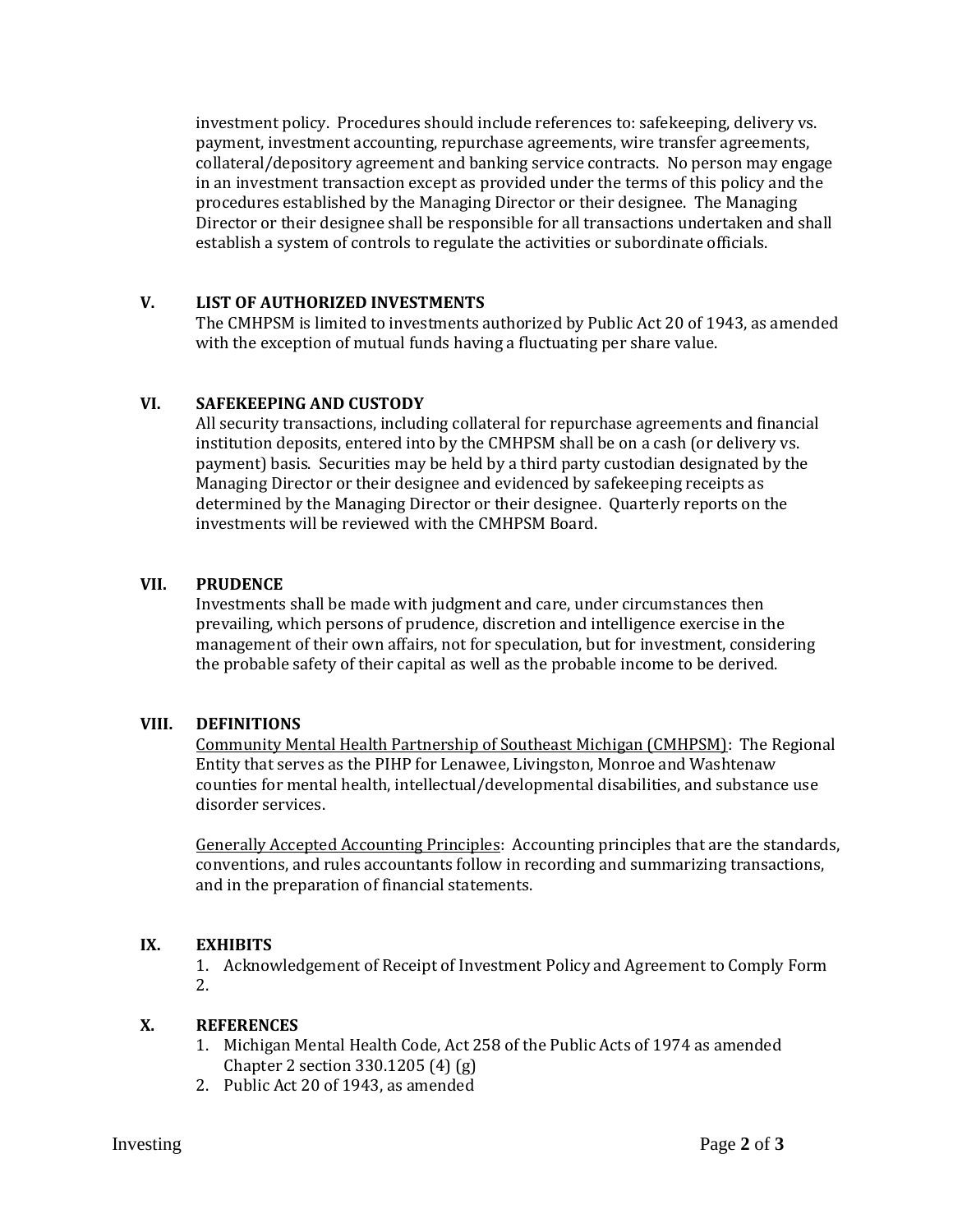investment policy. Procedures should include references to: safekeeping, delivery vs. payment, investment accounting, repurchase agreements, wire transfer agreements, collateral/depository agreement and banking service contracts. No person may engage in an investment transaction except as provided under the terms of this policy and the procedures established by the Managing Director or their designee. The Managing Director or their designee shall be responsible for all transactions undertaken and shall establish a system of controls to regulate the activities or subordinate officials.

## V. LIST OF AUTHORIZED INVESTMENTS

The CMHPSM is limited to investments authorized by Public Act 20 of 1943, as amended with the exception of mutual funds having a fluctuating per share value.

## VI. SAFEKEEPING AND CUSTODY

All security transactions, including collateral for repurchase agreements and financial institution deposits, entered into by the CMHPSM shall be on a cash (or delivery vs. payment) basis. Securities may be held by a third party custodian designated by the Managing Director or their designee and evidenced by safekeeping receipts as determined by the Managing Director or their designee. Quarterly reports on the investments will be reviewed with the CMHPSM Board.

## VII. PRUDENCE

Investments shall be made with judgment and care, under circumstances then prevailing, which persons of prudence, discretion and intelligence exercise in the management of their own affairs, not for speculation, but for investment, considering the probable safety of their capital as well as the probable income to be derived.

## VIII. DEFINITIONS

Community Mental Health Partnership of Southeast Michigan (CMHPSM): The Regional Entity that serves as the PIHP for Lenawee, Livingston, Monroe and Washtenaw counties for mental health, intellectual/developmental disabilities, and substance use disorder services.

Generally Accepted Accounting Principles: Accounting principles that are the standards, conventions, and rules accountants follow in recording and summarizing transactions, and in the preparation of financial statements.

## IX. EXHIBITS

1. Acknowledgement of Receipt of Investment Policy and Agreement to Comply Form
2.

## X. REFERENCES

1. Michigan Mental Health Code, Act 258 of the Public Acts of 1974 as amended Chapter 2 section 330.1205 (4) (g)
2. Public Act 20 of 1943, as amended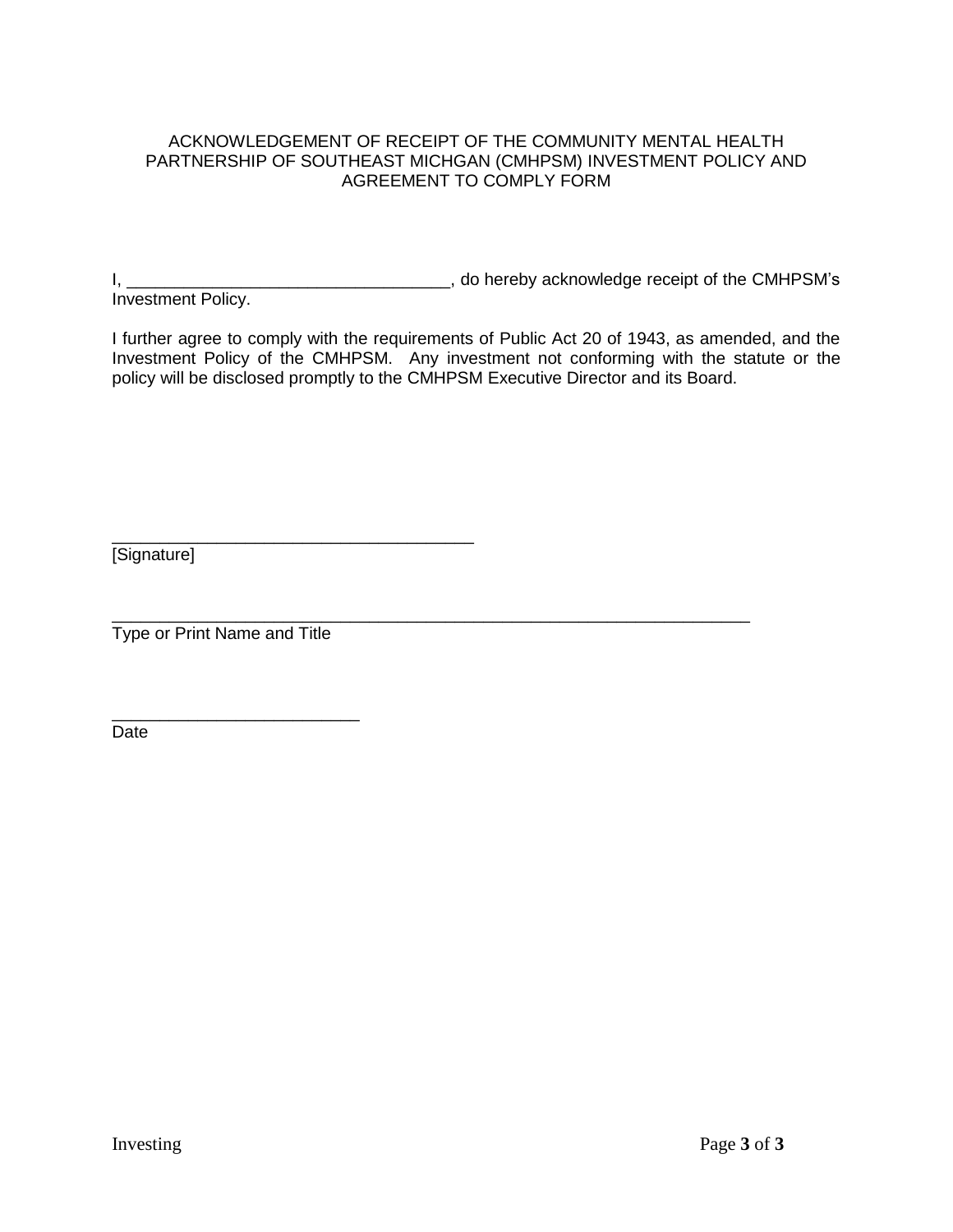# ACKNOWLEDGEMENT OF RECEIPT OF THE COMMUNITY MENTAL HEALTH PARTNERSHIP OF SOUTHEAST MICHGAN (CMHPSM) INVESTMENT POLICY AND AGREEMENT TO COMPLY FORM

I, ___________________________________, do hereby acknowledge receipt of the CMHPSM's Investment Policy.

I further agree to comply with the requirements of Public Act 20 of 1943, as amended, and the Investment Policy of the CMHPSM. Any investment not conforming with the statute or the policy will be disclosed promptly to the CMHPSM Executive Director and its Board.

_______________________________________
[Signature]

_____________________________________________________________________
Type or Print Name and Title

__________________________
Date